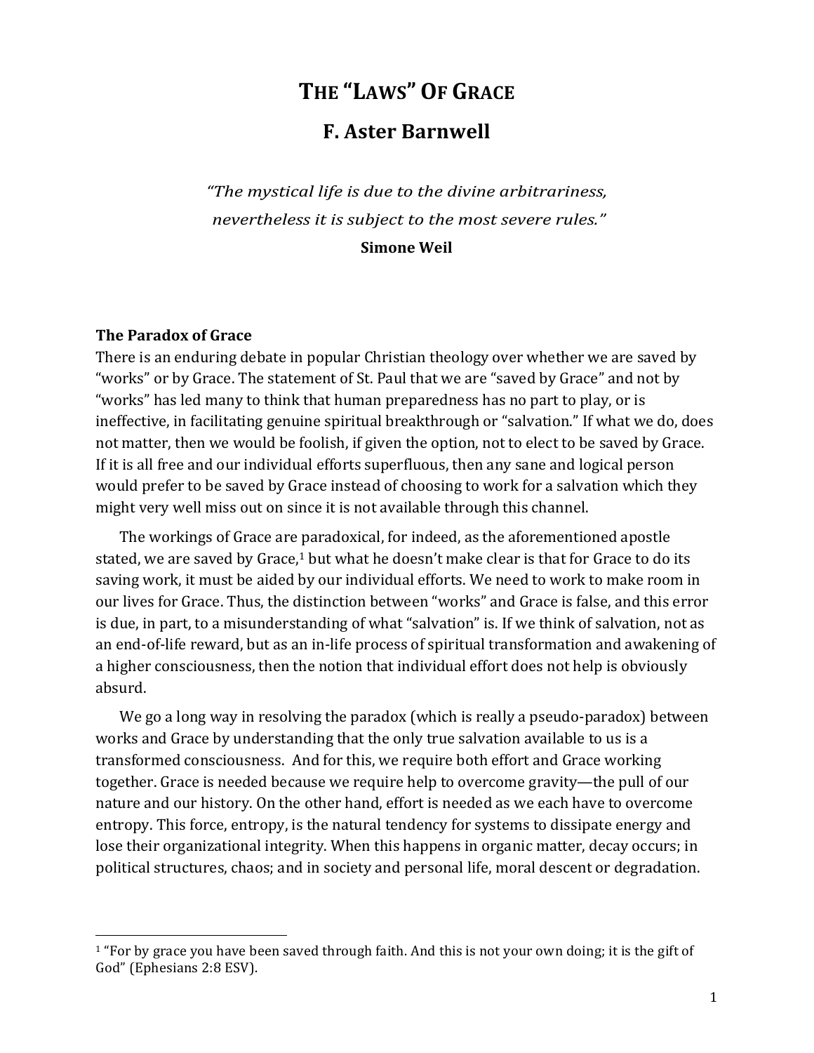# The "Laws" Of Grace

## F. Aster Barnwell

*"The mystical life is due to the divine arbitrariness, nevertheless it is subject to the most severe rules."*

**Simone Weil**

### The Paradox of Grace

There is an enduring debate in popular Christian theology over whether we are saved by "works" or by Grace. The statement of St. Paul that we are "saved by Grace" and not by "works" has led many to think that human preparedness has no part to play, or is ineffective, in facilitating genuine spiritual breakthrough or "salvation." If what we do, does not matter, then we would be foolish, if given the option, not to elect to be saved by Grace. If it is all free and our individual efforts superfluous, then any sane and logical person would prefer to be saved by Grace instead of choosing to work for a salvation which they might very well miss out on since it is not available through this channel.

The workings of Grace are paradoxical, for indeed, as the aforementioned apostle stated, we are saved by Grace,[1] but what he doesn't make clear is that for Grace to do its saving work, it must be aided by our individual efforts. We need to work to make room in our lives for Grace. Thus, the distinction between "works" and Grace is false, and this error is due, in part, to a misunderstanding of what "salvation" is. If we think of salvation, not as an end-of-life reward, but as an in-life process of spiritual transformation and awakening of a higher consciousness, then the notion that individual effort does not help is obviously absurd.

We go a long way in resolving the paradox (which is really a pseudo-paradox) between works and Grace by understanding that the only true salvation available to us is a transformed consciousness. And for this, we require both effort and Grace working together. Grace is needed because we require help to overcome gravity—the pull of our nature and our history. On the other hand, effort is needed as we each have to overcome entropy. This force, entropy, is the natural tendency for systems to dissipate energy and lose their organizational integrity. When this happens in organic matter, decay occurs; in political structures, chaos; and in society and personal life, moral descent or degradation.

---

[1] "For by grace you have been saved through faith. And this is not your own doing; it is the gift of God" (Ephesians 2:8 ESV).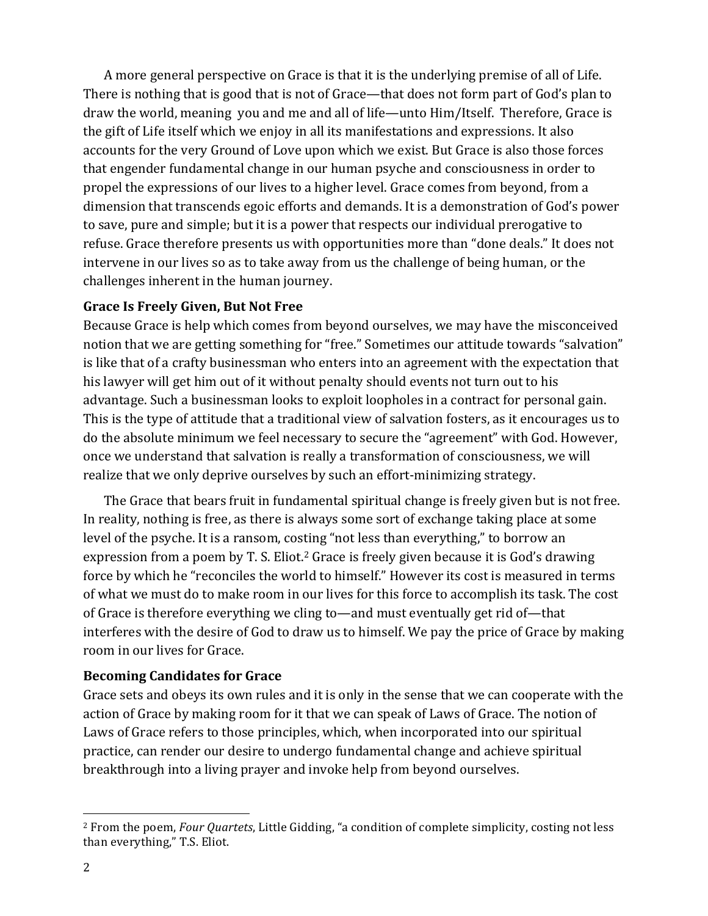A more general perspective on Grace is that it is the underlying premise of all of Life. There is nothing that is good that is not of Grace—that does not form part of God's plan to draw the world, meaning you and me and all of life—unto Him/Itself. Therefore, Grace is the gift of Life itself which we enjoy in all its manifestations and expressions. It also accounts for the very Ground of Love upon which we exist. But Grace is also those forces that engender fundamental change in our human psyche and consciousness in order to propel the expressions of our lives to a higher level. Grace comes from beyond, from a dimension that transcends egoic efforts and demands. It is a demonstration of God's power to save, pure and simple; but it is a power that respects our individual prerogative to refuse. Grace therefore presents us with opportunities more than "done deals." It does not intervene in our lives so as to take away from us the challenge of being human, or the challenges inherent in the human journey.

**Grace Is Freely Given, But Not Free**

Because Grace is help which comes from beyond ourselves, we may have the misconceived notion that we are getting something for "free." Sometimes our attitude towards "salvation" is like that of a crafty businessman who enters into an agreement with the expectation that his lawyer will get him out of it without penalty should events not turn out to his advantage. Such a businessman looks to exploit loopholes in a contract for personal gain. This is the type of attitude that a traditional view of salvation fosters, as it encourages us to do the absolute minimum we feel necessary to secure the "agreement" with God. However, once we understand that salvation is really a transformation of consciousness, we will realize that we only deprive ourselves by such an effort-minimizing strategy.

The Grace that bears fruit in fundamental spiritual change is freely given but is not free. In reality, nothing is free, as there is always some sort of exchange taking place at some level of the psyche. It is a ransom, costing "not less than everything," to borrow an expression from a poem by T. S. Eliot.[2] Grace is freely given because it is God's drawing force by which he "reconciles the world to himself." However its cost is measured in terms of what we must do to make room in our lives for this force to accomplish its task. The cost of Grace is therefore everything we cling to—and must eventually get rid of—that interferes with the desire of God to draw us to himself. We pay the price of Grace by making room in our lives for Grace.

**Becoming Candidates for Grace**

Grace sets and obeys its own rules and it is only in the sense that we can cooperate with the action of Grace by making room for it that we can speak of Laws of Grace. The notion of Laws of Grace refers to those principles, which, when incorporated into our spiritual practice, can render our desire to undergo fundamental change and achieve spiritual breakthrough into a living prayer and invoke help from beyond ourselves.

---

[2] From the poem, *Four Quartets*, Little Gidding, "a condition of complete simplicity, costing not less than everything," T.S. Eliot.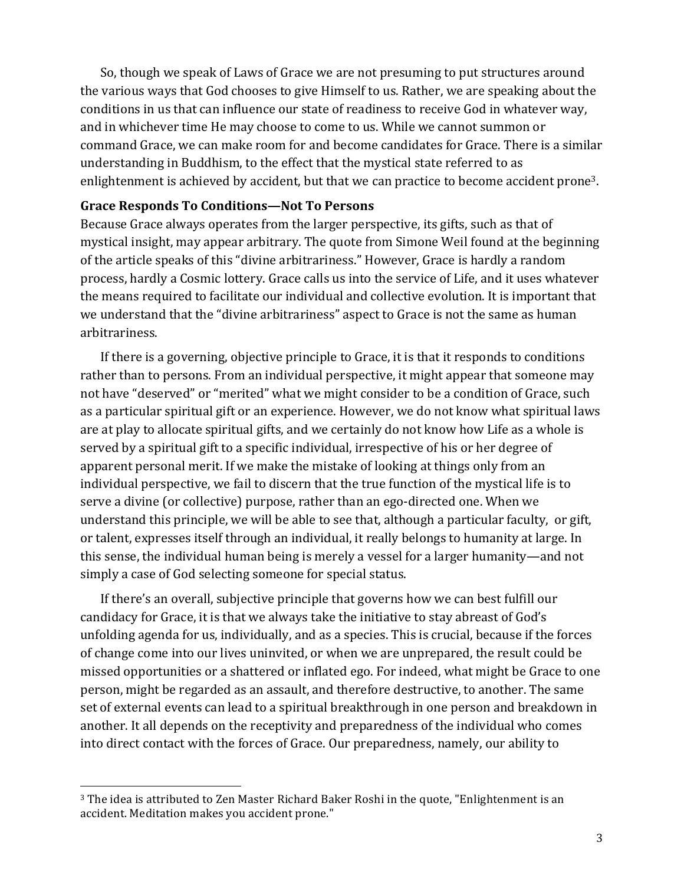So, though we speak of Laws of Grace we are not presuming to put structures around the various ways that God chooses to give Himself to us. Rather, we are speaking about the conditions in us that can influence our state of readiness to receive God in whatever way, and in whichever time He may choose to come to us. While we cannot summon or command Grace, we can make room for and become candidates for Grace. There is a similar understanding in Buddhism, to the effect that the mystical state referred to as enlightenment is achieved by accident, but that we can practice to become accident prone[3].

**Grace Responds To Conditions—Not To Persons**

Because Grace always operates from the larger perspective, its gifts, such as that of mystical insight, may appear arbitrary. The quote from Simone Weil found at the beginning of the article speaks of this "divine arbitrariness." However, Grace is hardly a random process, hardly a Cosmic lottery. Grace calls us into the service of Life, and it uses whatever the means required to facilitate our individual and collective evolution. It is important that we understand that the "divine arbitrariness" aspect to Grace is not the same as human arbitrariness.

If there is a governing, objective principle to Grace, it is that it responds to conditions rather than to persons. From an individual perspective, it might appear that someone may not have "deserved" or "merited" what we might consider to be a condition of Grace, such as a particular spiritual gift or an experience. However, we do not know what spiritual laws are at play to allocate spiritual gifts, and we certainly do not know how Life as a whole is served by a spiritual gift to a specific individual, irrespective of his or her degree of apparent personal merit. If we make the mistake of looking at things only from an individual perspective, we fail to discern that the true function of the mystical life is to serve a divine (or collective) purpose, rather than an ego-directed one. When we understand this principle, we will be able to see that, although a particular faculty, or gift, or talent, expresses itself through an individual, it really belongs to humanity at large. In this sense, the individual human being is merely a vessel for a larger humanity—and not simply a case of God selecting someone for special status.

If there's an overall, subjective principle that governs how we can best fulfill our candidacy for Grace, it is that we always take the initiative to stay abreast of God's unfolding agenda for us, individually, and as a species. This is crucial, because if the forces of change come into our lives uninvited, or when we are unprepared, the result could be missed opportunities or a shattered or inflated ego. For indeed, what might be Grace to one person, might be regarded as an assault, and therefore destructive, to another. The same set of external events can lead to a spiritual breakthrough in one person and breakdown in another. It all depends on the receptivity and preparedness of the individual who comes into direct contact with the forces of Grace. Our preparedness, namely, our ability to

---

[3] The idea is attributed to Zen Master Richard Baker Roshi in the quote, "Enlightenment is an accident. Meditation makes you accident prone."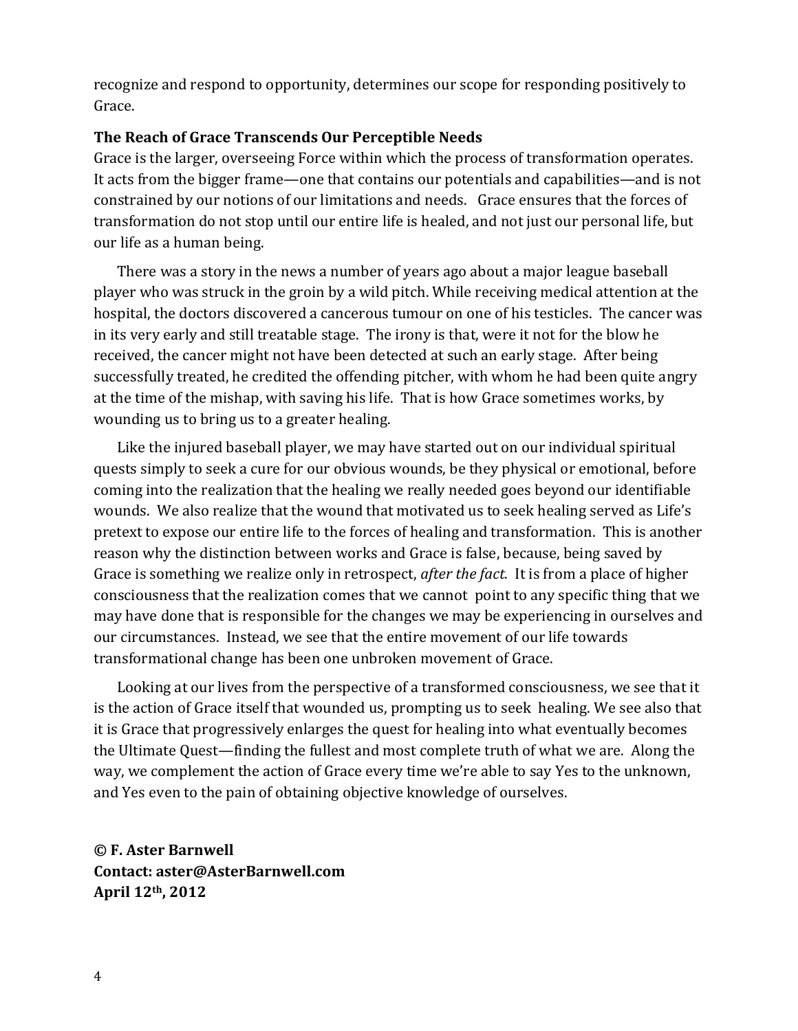recognize and respond to opportunity, determines our scope for responding positively to Grace.

**The Reach of Grace Transcends Our Perceptible Needs**

Grace is the larger, overseeing Force within which the process of transformation operates. It acts from the bigger frame—one that contains our potentials and capabilities—and is not constrained by our notions of our limitations and needs. Grace ensures that the forces of transformation do not stop until our entire life is healed, and not just our personal life, but our life as a human being.

There was a story in the news a number of years ago about a major league baseball player who was struck in the groin by a wild pitch. While receiving medical attention at the hospital, the doctors discovered a cancerous tumour on one of his testicles. The cancer was in its very early and still treatable stage. The irony is that, were it not for the blow he received, the cancer might not have been detected at such an early stage. After being successfully treated, he credited the offending pitcher, with whom he had been quite angry at the time of the mishap, with saving his life. That is how Grace sometimes works, by wounding us to bring us to a greater healing.

Like the injured baseball player, we may have started out on our individual spiritual quests simply to seek a cure for our obvious wounds, be they physical or emotional, before coming into the realization that the healing we really needed goes beyond our identifiable wounds. We also realize that the wound that motivated us to seek healing served as Life's pretext to expose our entire life to the forces of healing and transformation. This is another reason why the distinction between works and Grace is false, because, being saved by Grace is something we realize only in retrospect, *after the fact*. It is from a place of higher consciousness that the realization comes that we cannot point to any specific thing that we may have done that is responsible for the changes we may be experiencing in ourselves and our circumstances. Instead, we see that the entire movement of our life towards transformational change has been one unbroken movement of Grace.

Looking at our lives from the perspective of a transformed consciousness, we see that it is the action of Grace itself that wounded us, prompting us to seek healing. We see also that it is Grace that progressively enlarges the quest for healing into what eventually becomes the Ultimate Quest—finding the fullest and most complete truth of what we are. Along the way, we complement the action of Grace every time we're able to say Yes to the unknown, and Yes even to the pain of obtaining objective knowledge of ourselves.

**© F. Aster Barnwell**
**Contact: aster@AsterBarnwell.com**
**April 12th, 2012**